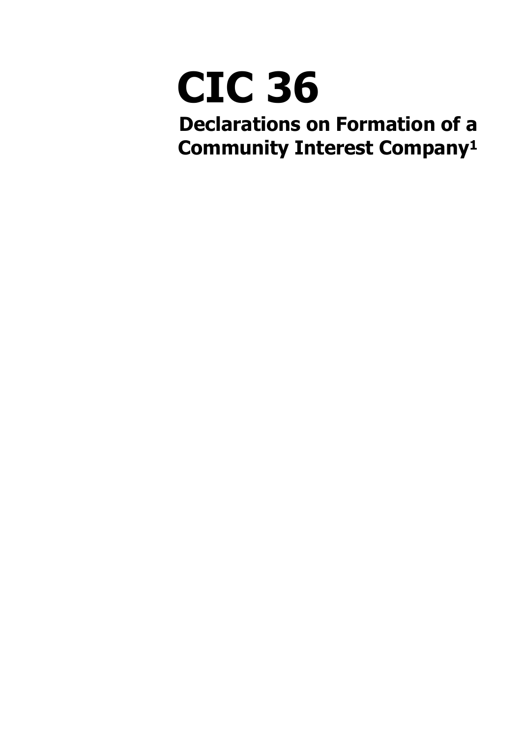# CIC 36

## Declarations on Formation of a Community Interest Company[1]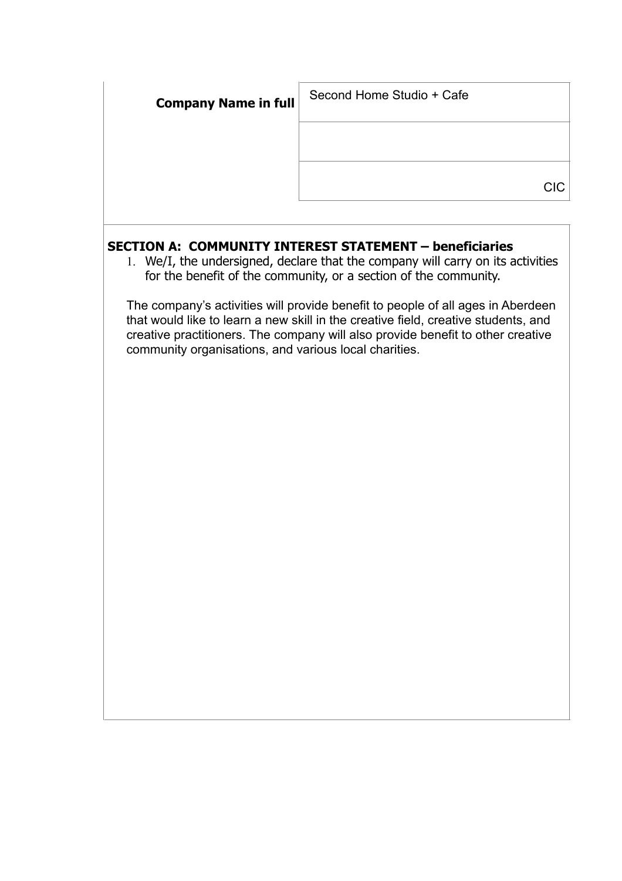| Company Name in full | Second Home Studio + Cafe |
| --- | --- |
| | |
| | CIC |

**SECTION A: COMMUNITY INTEREST STATEMENT – beneficiaries**

1. We/I, the undersigned, declare that the company will carry on its activities for the benefit of the community, or a section of the community.

The company's activities will provide benefit to people of all ages in Aberdeen that would like to learn a new skill in the creative field, creative students, and creative practitioners. The company will also provide benefit to other creative community organisations, and various local charities.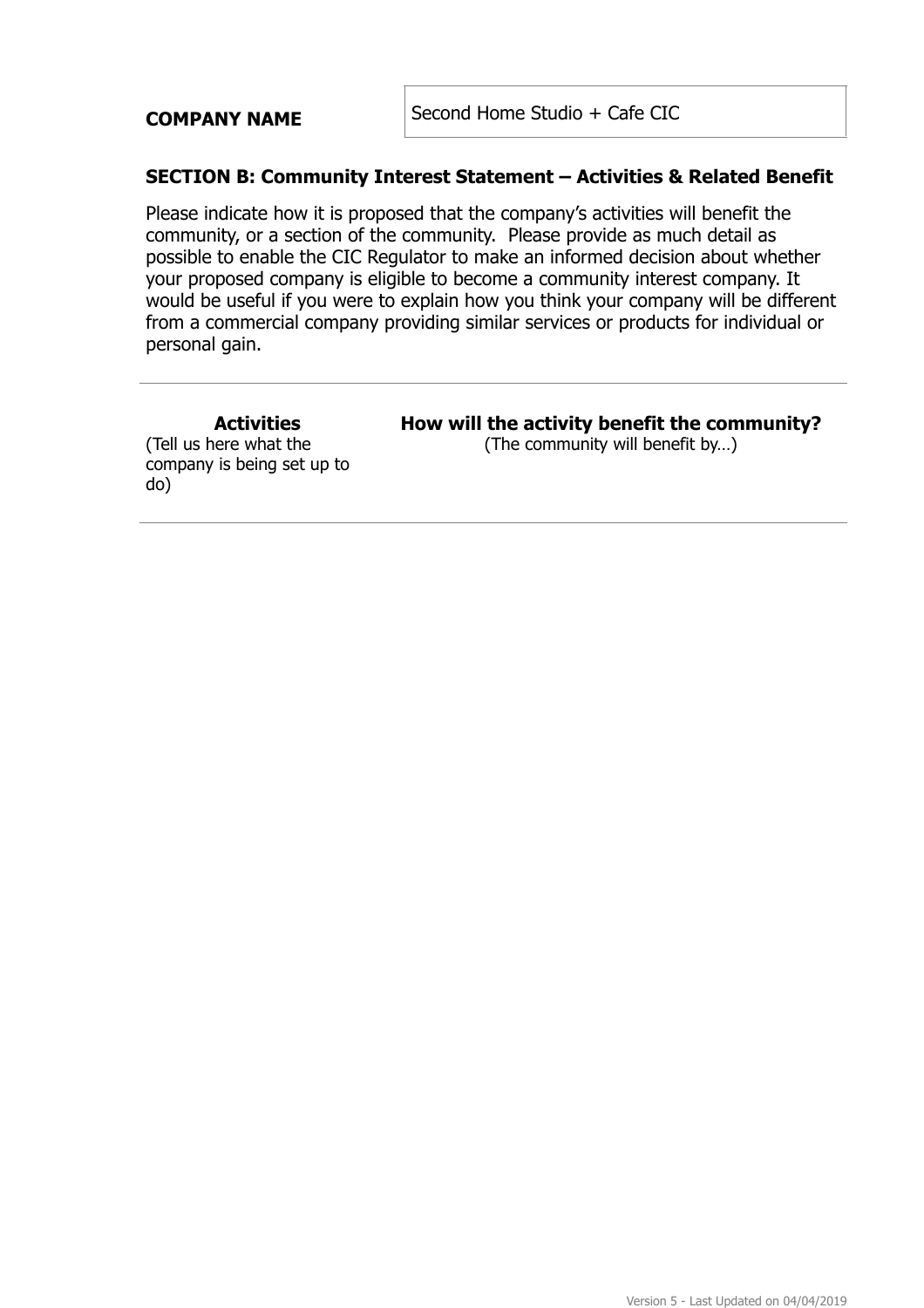**COMPANY NAME**

| Second Home Studio + Cafe CIC |
|---|

## SECTION B: Community Interest Statement – Activities & Related Benefit

Please indicate how it is proposed that the company's activities will benefit the community, or a section of the community. Please provide as much detail as possible to enable the CIC Regulator to make an informed decision about whether your proposed company is eligible to become a community interest company. It would be useful if you were to explain how you think your company will be different from a commercial company providing similar services or products for individual or personal gain.

| **Activities** (Tell us here what the company is being set up to do) | **How will the activity benefit the community?** (The community will benefit by…) |
|---|---|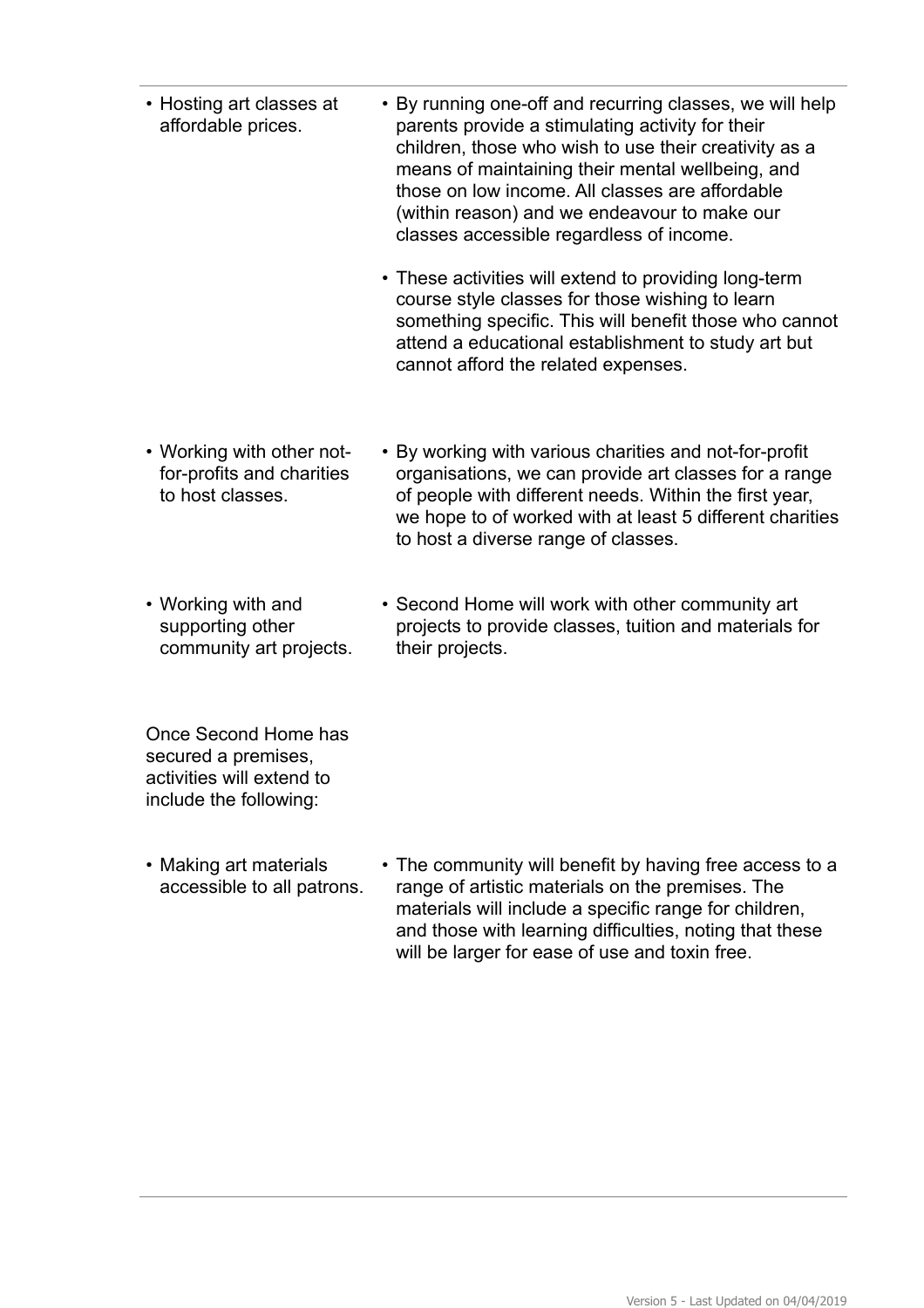| | |
|---|---|
| • Hosting art classes at affordable prices. | • By running one-off and recurring classes, we will help parents provide a stimulating activity for their children, those who wish to use their creativity as a means of maintaining their mental wellbeing, and those on low income. All classes are affordable (within reason) and we endeavour to make our classes accessible regardless of income.<br><br>• These activities will extend to providing long-term course style classes for those wishing to learn something specific. This will benefit those who cannot attend a educational establishment to study art but cannot afford the related expenses. |
| • Working with other not-for-profits and charities to host classes. | • By working with various charities and not-for-profit organisations, we can provide art classes for a range of people with different needs. Within the first year, we hope to of worked with at least 5 different charities to host a diverse range of classes. |
| • Working with and supporting other community art projects. | • Second Home will work with other community art projects to provide classes, tuition and materials for their projects. |
| Once Second Home has secured a premises, activities will extend to include the following: | |
| • Making art materials accessible to all patrons. | • The community will benefit by having free access to a range of artistic materials on the premises. The materials will include a specific range for children, and those with learning difficulties, noting that these will be larger for ease of use and toxin free. |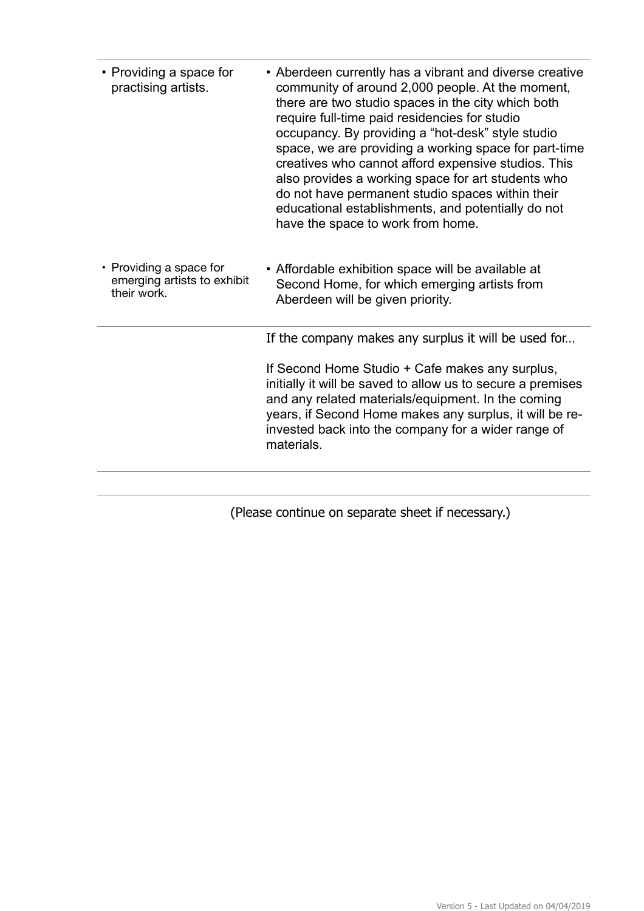| | |
|---|---|
| • Providing a space for practising artists. | • Aberdeen currently has a vibrant and diverse creative community of around 2,000 people. At the moment, there are two studio spaces in the city which both require full-time paid residencies for studio occupancy. By providing a “hot-desk” style studio space, we are providing a working space for part-time creatives who cannot afford expensive studios. This also provides a working space for art students who do not have permanent studio spaces within their educational establishments, and potentially do not have the space to work from home. |
| • Providing a space for emerging artists to exhibit their work. | • Affordable exhibition space will be available at Second Home, for which emerging artists from Aberdeen will be given priority. |
| | If the company makes any surplus it will be used for... <br><br> If Second Home Studio + Cafe makes any surplus, initially it will be saved to allow us to secure a premises and any related materials/equipment. In the coming years, if Second Home makes any surplus, it will be re-invested back into the company for a wider range of materials. |

(Please continue on separate sheet if necessary.)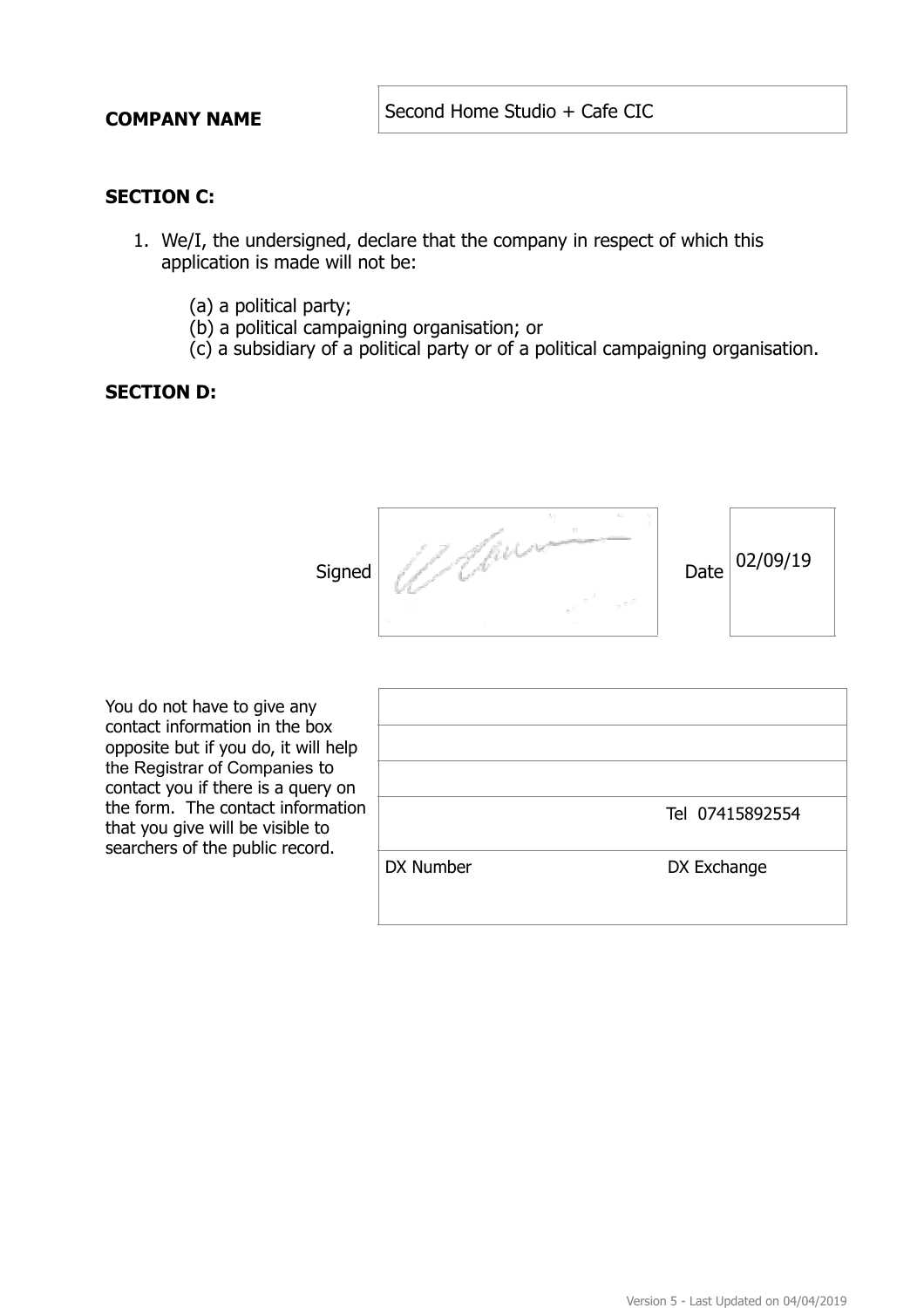**COMPANY NAME**

| Second Home Studio + Cafe CIC |
|---|

**SECTION C:**

1. We/I, the undersigned, declare that the company in respect of which this application is made will not be:

    (a) a political party;
    (b) a political campaigning organisation; or
    (c) a subsidiary of a political party or of a political campaigning organisation.

**SECTION D:**

| Signed | [signature] | Date | 02/09/19 |
|---|---|---|---|

You do not have to give any contact information in the box opposite but if you do, it will help the Registrar of Companies to contact you if there is a query on the form. The contact information that you give will be visible to searchers of the public record.

| | |
|---|---|
| | |
| | |
| | |
| | Tel 07415892554 |
| DX Number | DX Exchange |

Version 5 - Last Updated on 04/04/2019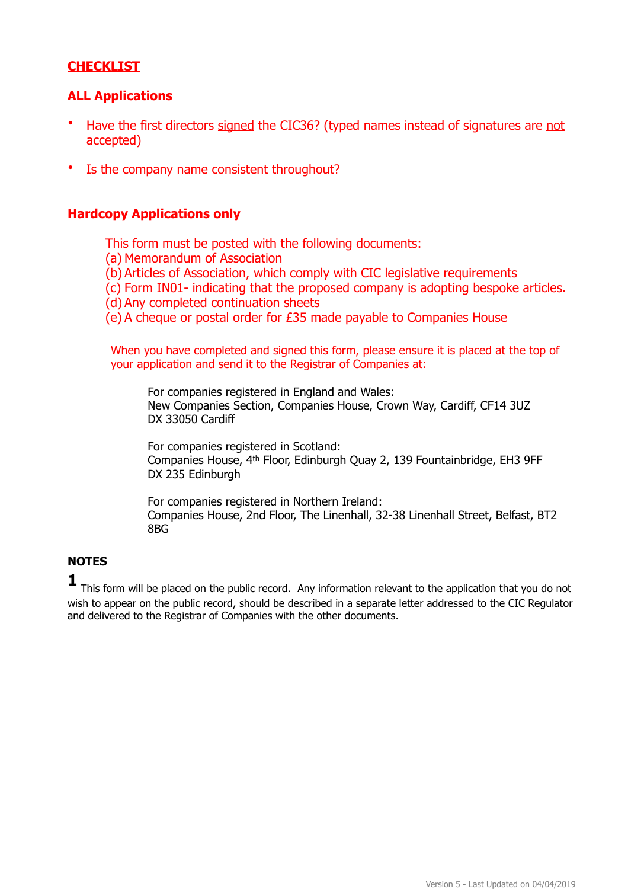## CHECKLIST

### ALL Applications

- Have the first directors signed the CIC36? (typed names instead of signatures are not accepted)
- Is the company name consistent throughout?

### Hardcopy Applications only

This form must be posted with the following documents:
(a) Memorandum of Association
(b) Articles of Association, which comply with CIC legislative requirements
(c) Form IN01- indicating that the proposed company is adopting bespoke articles.
(d) Any completed continuation sheets
(e) A cheque or postal order for £35 made payable to Companies House

When you have completed and signed this form, please ensure it is placed at the top of your application and send it to the Registrar of Companies at:

For companies registered in England and Wales:
New Companies Section, Companies House, Crown Way, Cardiff, CF14 3UZ
DX 33050 Cardiff

For companies registered in Scotland:
Companies House, 4th Floor, Edinburgh Quay 2, 139 Fountainbridge, EH3 9FF
DX 235 Edinburgh

For companies registered in Northern Ireland:
Companies House, 2nd Floor, The Linenhall, 32-38 Linenhall Street, Belfast, BT2 8BG

**NOTES**

**1** This form will be placed on the public record. Any information relevant to the application that you do not wish to appear on the public record, should be described in a separate letter addressed to the CIC Regulator and delivered to the Registrar of Companies with the other documents.

Version 5 - Last Updated on 04/04/2019